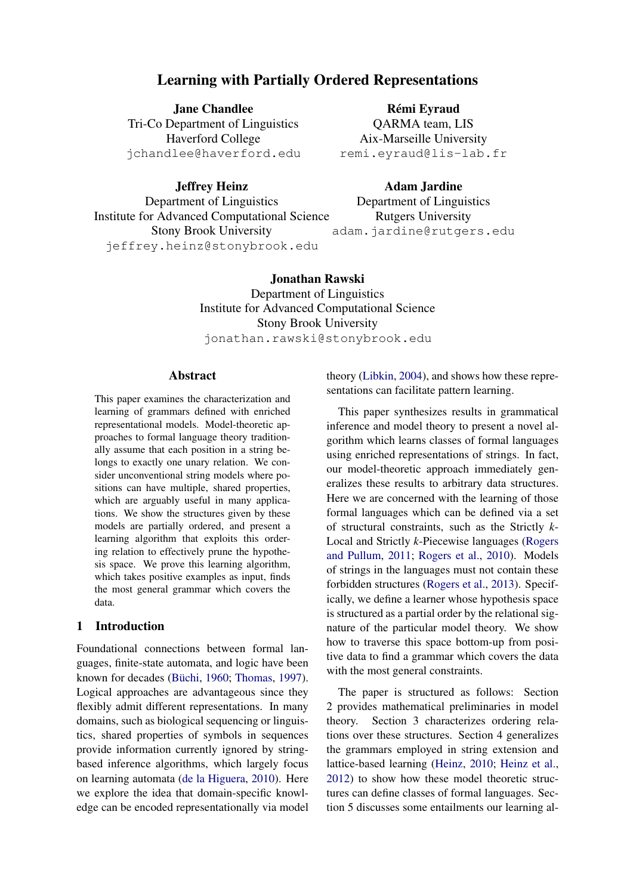# Learning with Partially Ordered Representations

**Jane Chandlee**
Tri-Co Department of Linguistics
Haverford College
jchandlee@haverford.edu

**Rémi Eyraud**
QARMA team, LIS
Aix-Marseille University
remi.eyraud@lis-lab.fr

**Jeffrey Heinz**
Department of Linguistics
Institute for Advanced Computational Science
Stony Brook University
jeffrey.heinz@stonybrook.edu

**Adam Jardine**
Department of Linguistics
Rutgers University
adam.jardine@rutgers.edu

**Jonathan Rawski**
Department of Linguistics
Institute for Advanced Computational Science
Stony Brook University
jonathan.rawski@stonybrook.edu

## Abstract

This paper examines the characterization and learning of grammars defined with enriched representational models. Model-theoretic approaches to formal language theory traditionally assume that each position in a string belongs to exactly one unary relation. We consider unconventional string models where positions can have multiple, shared properties, which are arguably useful in many applications. We show the structures given by these models are partially ordered, and present a learning algorithm that exploits this ordering relation to effectively prune the hypothesis space. We prove this learning algorithm, which takes positive examples as input, finds the most general grammar which covers the data.

## 1 Introduction

Foundational connections between formal languages, finite-state automata, and logic have been known for decades (Büchi, 1960; Thomas, 1997). Logical approaches are advantageous since they flexibly admit different representations. In many domains, such as biological sequencing or linguistics, shared properties of symbols in sequences provide information currently ignored by string-based inference algorithms, which largely focus on learning automata (de la Higuera, 2010). Here we explore the idea that domain-specific knowledge can be encoded representationally via model theory (Libkin, 2004), and shows how these representations can facilitate pattern learning.

This paper synthesizes results in grammatical inference and model theory to present a novel algorithm which learns classes of formal languages using enriched representations of strings. In fact, our model-theoretic approach immediately generalizes these results to arbitrary data structures. Here we are concerned with the learning of those formal languages which can be defined via a set of structural constraints, such as the Strictly $k$-Local and Strictly $k$-Piecewise languages (Rogers and Pullum, 2011; Rogers et al., 2010). Models of strings in the languages must not contain these forbidden structures (Rogers et al., 2013). Specifically, we define a learner whose hypothesis space is structured as a partial order by the relational signature of the particular model theory. We show how to traverse this space bottom-up from positive data to find a grammar which covers the data with the most general constraints.

The paper is structured as follows: Section 2 provides mathematical preliminaries in model theory. Section 3 characterizes ordering relations over these structures. Section 4 generalizes the grammars employed in string extension and lattice-based learning (Heinz, 2010; Heinz et al., 2012) to show how these model theoretic structures can define classes of formal languages. Section 5 discusses some entailments our learning al-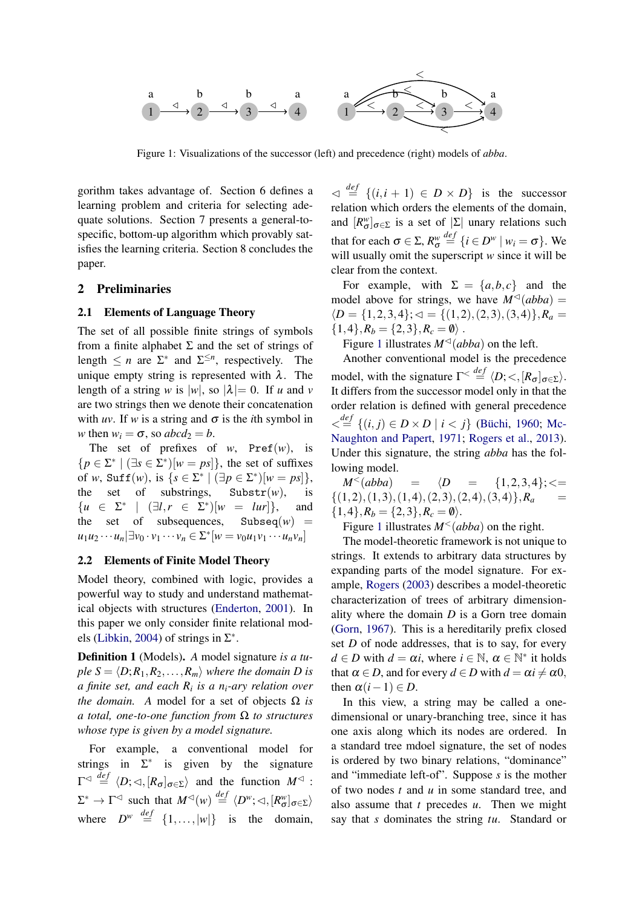Figure 1: Visualizations of the successor (left) and precedence (right) models of *abba*.

gorithm takes advantage of. Section 6 defines a learning problem and criteria for selecting adequate solutions. Section 7 presents a general-to-specific, bottom-up algorithm which provably satisfies the learning criteria. Section 8 concludes the paper.

## 2 Preliminaries

### 2.1 Elements of Language Theory

The set of all possible finite strings of symbols from a finite alphabet $\Sigma$ and the set of strings of length $\leq n$ are $\Sigma^*$ and $\Sigma^{\leq n}$, respectively. The unique empty string is represented with $\lambda$. The length of a string $w$ is $|w|$, so $|\lambda| = 0$. If $u$ and $v$ are two strings then we denote their concatenation with $uv$. If $w$ is a string and $\sigma$ is the $i$th symbol in $w$ then $w_i = \sigma$, so $abcd_2 = b$.

The set of prefixes of $w$, $\texttt{Pref}(w)$, is $\{p \in \Sigma^* \mid (\exists s \in \Sigma^*)[w = ps]\}$, the set of suffixes of $w$, $\texttt{Suff}(w)$, is $\{s \in \Sigma^* \mid (\exists p \in \Sigma^*)[w = ps]\}$, the set of substrings, $\texttt{Substr}(w)$, is $\{u \in \Sigma^* \mid (\exists l, r \in \Sigma^*)[w = lur]\}$, and the set of subsequences, $\texttt{Subseq}(w) = u_1u_2 \cdots u_n | \exists v_0 \cdot v_1 \cdots v_n \in \Sigma^*[w = v_0u_1v_1 \cdots u_nv_n]$

### 2.2 Elements of Finite Model Theory

Model theory, combined with logic, provides a powerful way to study and understand mathematical objects with structures (Enderton, 2001). In this paper we only consider finite relational models (Libkin, 2004) of strings in $\Sigma^*$.

**Definition 1** (Models). *A* model signature *is a tuple $S = \langle D; R_1, R_2, \ldots, R_m\rangle$ where the domain $D$ is a finite set, and each $R_i$ is a $n_i$-ary relation over the domain. A* model for a set of objects $\Omega$ *is a total, one-to-one function from $\Omega$ to structures whose type is given by a model signature.*

For example, a conventional model for strings in $\Sigma^*$ is given by the signature $\Gamma^{\lhd} \stackrel{def}{=} \langle D; \lhd, [R_\sigma]_{\sigma\in\Sigma}\rangle$ and the function $M^{\lhd} : \Sigma^* \rightarrow \Gamma^{\lhd}$ such that $M^{\lhd}(w) \stackrel{def}{=} \langle D^w; \lhd, [R^w_\sigma]_{\sigma\in\Sigma}\rangle$ where $D^w \stackrel{def}{=} \{1, \ldots, |w|\}$ is the domain, $\lhd \stackrel{def}{=} \{(i, i+1) \in D \times D\}$ is the successor relation which orders the elements of the domain, and $[R^w_\sigma]_{\sigma\in\Sigma}$ is a set of $|\Sigma|$ unary relations such that for each $\sigma \in \Sigma$, $R^w_\sigma \stackrel{def}{=} \{i \in D^w \mid w_i = \sigma\}$. We will usually omit the superscript $w$ since it will be clear from the context.

For example, with $\Sigma = \{a, b, c\}$ and the model above for strings, we have $M^{\lhd}(abba) = \langle D = \{1, 2, 3, 4\}; \lhd = \{(1, 2), (2, 3), (3, 4)\}, R_a = \{1, 4\}, R_b = \{2, 3\}, R_c = \emptyset\rangle$ .

Figure 1 illustrates $M^{\lhd}(abba)$ on the left.

Another conventional model is the precedence model, with the signature $\Gamma^{<} \stackrel{def}{=} \langle D; <, [R_\sigma]_{\sigma\in\Sigma}\rangle$. It differs from the successor model only in that the order relation is defined with general precedence $< \stackrel{def}{=} \{(i, j) \in D \times D \mid i < j\}$ (Büchi, 1960; McNaughton and Papert, 1971; Rogers et al., 2013). Under this signature, the string *abba* has the following model.

$M^{<}(abba) = \langle D = \{1, 2, 3, 4\}; <= \{(1, 2), (1, 3), (1, 4), (2, 3), (2, 4), (3, 4)\}, R_a = \{1, 4\}, R_b = \{2, 3\}, R_c = \emptyset\rangle$.

Figure 1 illustrates $M^{<}(abba)$ on the right.

The model-theoretic framework is not unique to strings. It extends to arbitrary data structures by expanding parts of the model signature. For example, Rogers (2003) describes a model-theoretic characterization of trees of arbitrary dimensionality where the domain $D$ is a Gorn tree domain (Gorn, 1967). This is a hereditarily prefix closed set $D$ of node addresses, that is to say, for every $d \in D$ with $d = \alpha i$, where $i \in \mathbb{N}$, $\alpha \in \mathbb{N}^*$ it holds that $\alpha \in D$, and for every $d \in D$ with $d = \alpha i \neq \alpha 0$, then $\alpha(i-1) \in D$.

In this view, a string may be called a one-dimensional or unary-branching tree, since it has one axis along which its nodes are ordered. In a standard tree mdoel signature, the set of nodes is ordered by two binary relations, "dominance" and "immediate left-of". Suppose $s$ is the mother of two nodes $t$ and $u$ in some standard tree, and also assume that $t$ precedes $u$. Then we might say that $s$ dominates the string $tu$. Standard or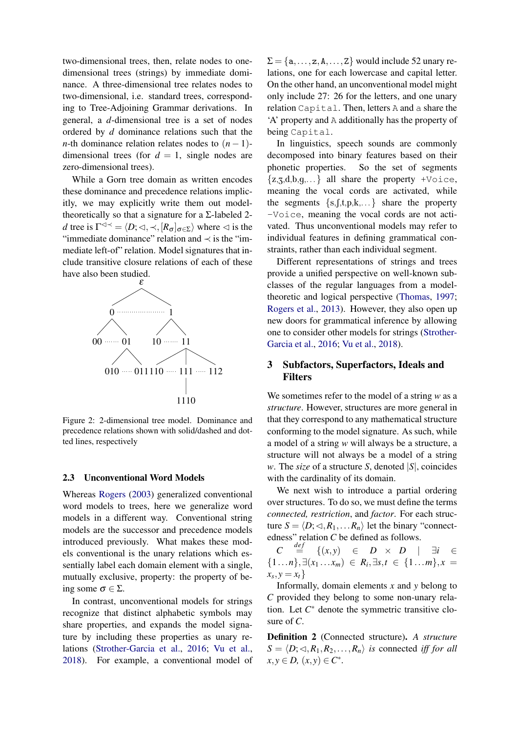two-dimensional trees, then, relate nodes to one-dimensional trees (strings) by immediate dominance. A three-dimensional tree relates nodes to two-dimensional, i.e. standard trees, corresponding to Tree-Adjoining Grammar derivations. In general, a $d$-dimensional tree is a set of nodes ordered by $d$ dominance relations such that the $n$-th dominance relation relates nodes to $(n-1)$-dimensional trees (for $d = 1$, single nodes are zero-dimensional trees).

While a Gorn tree domain as written encodes these dominance and precedence relations implicitly, we may explicitly write them out model-theoretically so that a signature for a $\Sigma$-labeled 2-$d$ tree is $\Gamma^{\triangleleft\prec} = \langle D; \triangleleft, \prec, [R_\sigma]_{\sigma\in\Sigma}\rangle$ where $\triangleleft$ is the "immediate dominance" relation and $\prec$ is the "immediate left-of" relation. Model signatures that include transitive closure relations of each of these have also been studied.

Figure 2: 2-dimensional tree model. Dominance and precedence relations shown with solid/dashed and dotted lines, respectively

### 2.3 Unconventional Word Models

Whereas Rogers (2003) generalized conventional word models to trees, here we generalize word models in a different way. Conventional string models are the successor and precedence models introduced previously. What makes these models conventional is the unary relations which essentially label each domain element with a single, mutually exclusive, property: the property of being some $\sigma \in \Sigma$.

In contrast, unconventional models for strings recognize that distinct alphabetic symbols may share properties, and expands the model signature by including these properties as unary relations (Strother-Garcia et al., 2016; Vu et al., 2018). For example, a conventional model of $\Sigma = \{\texttt{a}, \ldots, \texttt{z}, \texttt{A}, \ldots, \texttt{Z}\}$ would include 52 unary relations, one for each lowercase and capital letter. On the other hand, an unconventional model might only include 27: 26 for the letters, and one unary relation `Capital`. Then, letters `A` and `a` share the 'A' property and `A` additionally has the property of being `Capital`.

In linguistics, speech sounds are commonly decomposed into binary features based on their phonetic properties. So the set of segments {z,ʒ,d,b,g,…} all share the property `+Voice`, meaning the vocal cords are activated, while the segments {s,ʃ,t,p,k,…} share the property `-Voice`, meaning the vocal cords are not activated. Thus unconventional models may refer to individual features in defining grammatical constraints, rather than each individual segment.

Different representations of strings and trees provide a unified perspective on well-known subclasses of the regular languages from a model-theoretic and logical perspective (Thomas, 1997; Rogers et al., 2013). However, they also open up new doors for grammatical inference by allowing one to consider other models for strings (Strother-Garcia et al., 2016; Vu et al., 2018).

## 3 Subfactors, Superfactors, Ideals and Filters

We sometimes refer to the model of a string $w$ as a *structure*. However, structures are more general in that they correspond to any mathematical structure conforming to the model signature. As such, while a model of a string $w$ will always be a structure, a structure will not always be a model of a string $w$. The *size* of a structure $S$, denoted $|S|$, coincides with the cardinality of its domain.

We next wish to introduce a partial ordering over structures. To do so, we must define the terms *connected, restriction*, and *factor*. For each structure $S = \langle D; \triangleleft, R_1, \ldots R_n\rangle$ let the binary "connectedness" relation $C$ be defined as follows.

$$C \overset{def}{=} \{(x,y) \in D \times D \mid \exists i \in \{1\ldots n\}, \exists (x_1 \ldots x_m) \in R_i, \exists s,t \in \{1\ldots m\}, x = x_s, y = x_t\}$$

Informally, domain elements $x$ and $y$ belong to $C$ provided they belong to some non-unary relation. Let $C^*$ denote the symmetric transitive closure of $C$.

**Definition 2** (Connected structure). *A structure $S = \langle D; \triangleleft, R_1, R_2, \ldots, R_n\rangle$ is* connected *iff for all $x, y \in D$, $(x,y) \in C^*$.*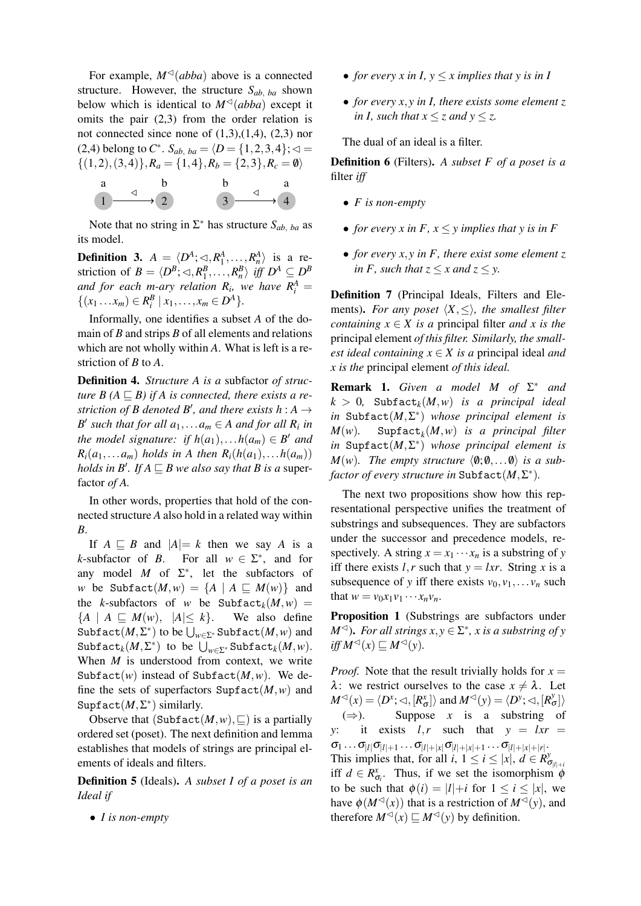For example, $M^{\lhd}(abba)$ above is a connected structure. However, the structure $S_{ab,\ ba}$ shown below which is identical to $M^{\lhd}(abba)$ except it omits the pair (2,3) from the order relation is not connected since none of (1,3),(1,4), (2,3) nor (2,4) belong to $C^*$. $S_{ab,\ ba} = \langle D = \{1,2,3,4\}; \lhd = \{(1,2),(3,4)\}, R_a = \{1,4\}, R_b = \{2,3\}, R_c = \emptyset\rangle$

$$\begin{array}{ccccccc} a & & b & \quad & b & & a \\ 1 & \xrightarrow{\lhd} & 2 & \quad & 3 & \xrightarrow{\lhd} & 4 \end{array}$$

Note that no string in $\Sigma^*$ has structure $S_{ab,\ ba}$ as its model.

**Definition 3.** *$A = \langle D^A; \lhd, R_1^A, \ldots, R_n^A\rangle$ is a restriction of $B = \langle D^B; \lhd, R_1^B, \ldots, R_n^B\rangle$ iff $D^A \subseteq D^B$ and for each m-ary relation $R_i$, we have $R_i^A = \{(x_1 \ldots x_m) \in R_i^B \mid x_1, \ldots, x_m \in D^A\}$.*

Informally, one identifies a subset $A$ of the domain of $B$ and strips $B$ of all elements and relations which are not wholly within $A$. What is left is a restriction of $B$ to $A$.

**Definition 4.** *Structure A is a* subfactor *of structure B ($A \sqsubseteq B$) if A is connected, there exists a restriction of B denoted $B'$, and there exists $h : A \rightarrow B'$ such that for all $a_1, \ldots a_m \in A$ and for all $R_i$ in the model signature: if $h(a_1), \ldots h(a_m) \in B'$ and $R_i(a_1, \ldots a_m)$ holds in A then $R_i(h(a_1), \ldots h(a_m))$ holds in $B'$. If $A \sqsubseteq B$ we also say that B is a* superfactor *of A.*

In other words, properties that hold of the connected structure $A$ also hold in a related way within $B$.

If $A \sqsubseteq B$ and $|A| = k$ then we say $A$ is a $k$-subfactor of $B$. For all $w \in \Sigma^*$, and for any model $M$ of $\Sigma^*$, let the subfactors of $w$ be $\texttt{Subfact}(M,w) = \{A \mid A \sqsubseteq M(w)\}$ and the $k$-subfactors of $w$ be $\texttt{Subfact}_k(M,w) = \{A \mid A \sqsubseteq M(w),\ |A| \leq k\}$. We also define $\texttt{Subfact}(M,\Sigma^*)$ to be $\bigcup_{w\in\Sigma^*}\texttt{Subfact}(M,w)$ and $\texttt{Subfact}_k(M,\Sigma^*)$ to be $\bigcup_{w\in\Sigma^*}\texttt{Subfact}_k(M,w)$. When $M$ is understood from context, we write $\texttt{Subfact}(w)$ instead of $\texttt{Subfact}(M,w)$. We define the sets of superfactors $\texttt{Supfact}(M,w)$ and $\texttt{Supfact}(M,\Sigma^*)$ similarly.

Observe that $(\texttt{Subfact}(M,w), \sqsubseteq)$ is a partially ordered set (poset). The next definition and lemma establishes that models of strings are principal elements of ideals and filters.

**Definition 5** (Ideals). *A subset I of a poset is an Ideal if*

- *I is non-empty*
- *for every x in I, $y \leq x$ implies that y is in I*
- *for every x, y in I, there exists some element z in I, such that $x \leq z$ and $y \leq z$.*

The dual of an ideal is a filter.

**Definition 6** (Filters). *A subset F of a poset is a* filter *iff*

- *F is non-empty*
- *for every x in F, $x \leq y$ implies that y is in F*
- *for every x, y in F, there exist some element z in F, such that $z \leq x$ and $z \leq y$.*

**Definition 7** (Principal Ideals, Filters and Elements). *For any poset $\langle X, \leq\rangle$, the smallest filter containing $x \in X$ is a* principal filter *and x is the* principal element *of this filter. Similarly, the smallest ideal containing $x \in X$ is a* principal ideal *and x is the* principal element *of this ideal.*

**Remark 1.** *Given a model M of $\Sigma^*$ and $k > 0$, $\texttt{Subfact}_k(M,w)$ is a principal ideal in $\texttt{Subfact}(M,\Sigma^*)$ whose principal element is $M(w)$. $\texttt{Supfact}_k(M,w)$ is a principal filter in $\texttt{Supfact}(M,\Sigma^*)$ whose principal element is $M(w)$. The empty structure $\langle\emptyset;\emptyset,\ldots\emptyset\rangle$ is a subfactor of every structure in $\texttt{Subfact}(M,\Sigma^*)$.*

The next two propositions show how this representational perspective unifies the treatment of substrings and subsequences. They are subfactors under the successor and precedence models, respectively. A string $x = x_1 \cdots x_n$ is a substring of $y$ iff there exists $l, r$ such that $y = lxr$. String $x$ is a subsequence of $y$ iff there exists $v_0, v_1, \ldots v_n$ such that $w = v_0x_1v_1 \cdots x_nv_n$.

**Proposition 1** (Substrings are subfactors under $M^{\lhd}$). *For all strings $x, y \in \Sigma^*$, x is a substring of y iff $M^{\lhd}(x) \sqsubseteq M^{\lhd}(y)$.*

*Proof.* Note that the result trivially holds for $x = \lambda$: we restrict ourselves to the case $x \neq \lambda$. Let $M^{\lhd}(x) = \langle D^x; \lhd, [R_\sigma^x]\rangle$ and $M^{\lhd}(y) = \langle D^y; \lhd, [R_\sigma^y]\rangle$

($\Rightarrow$). Suppose $x$ is a substring of $y$: it exists $l, r$ such that $y = lxr = \sigma_1 \ldots \sigma_{|l|}\sigma_{|l|+1} \ldots \sigma_{|l|+|x|}\sigma_{|l|+|x|+1} \ldots \sigma_{|l|+|x|+|r|}$. This implies that, for all $i$, $1 \leq i \leq |x|$, $d \in R^y_{\sigma_{|l|+i}}$ iff $d \in R^x_{\sigma_i}$. Thus, if we set the isomorphism $\phi$ to be such that $\phi(i) = |l| + i$ for $1 \leq i \leq |x|$, we have $\phi(M^{\lhd}(x))$ that is a restriction of $M^{\lhd}(y)$, and therefore $M^{\lhd}(x) \sqsubseteq M^{\lhd}(y)$ by definition.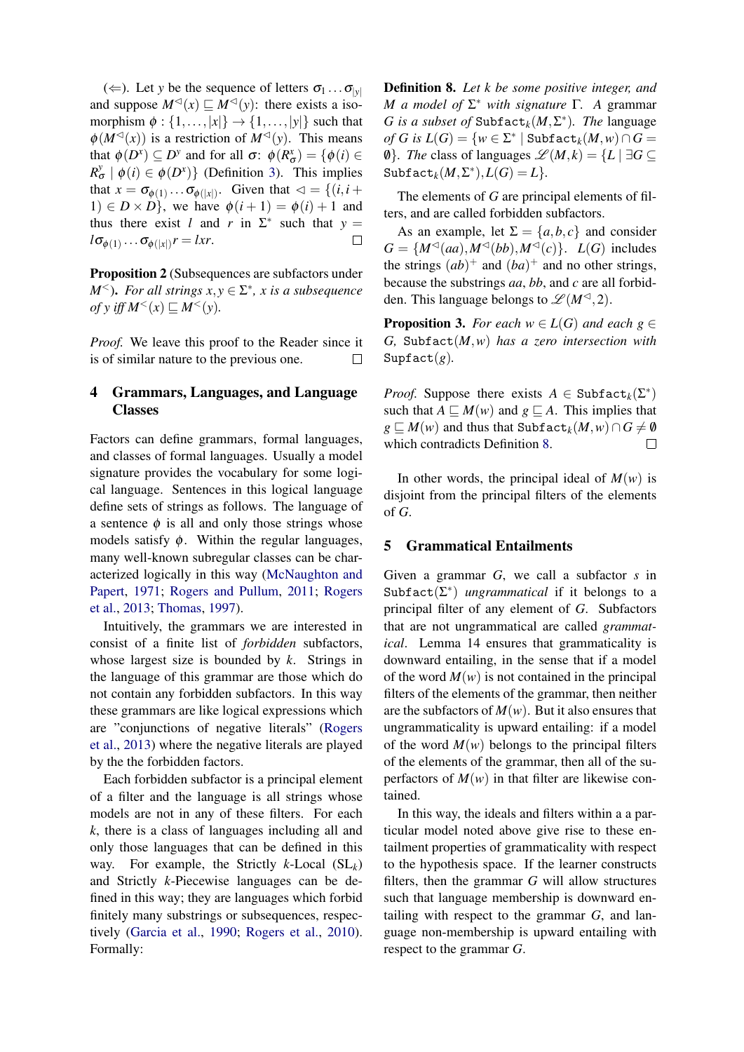(⇐). Let $y$ be the sequence of letters $\sigma_1 \ldots \sigma_{|y|}$ and suppose $M^{\lhd}(x) \sqsubseteq M^{\lhd}(y)$: there exists a isomorphism $\phi : \{1,\ldots,|x|\} \to \{1,\ldots,|y|\}$ such that $\phi(M^{\lhd}(x))$ is a restriction of $M^{\lhd}(y)$. This means that $\phi(D^x) \subseteq D^y$ and for all $\sigma$: $\phi(R^x_\sigma) = \{\phi(i) \in R^y_\sigma \mid \phi(i) \in \phi(D^x)\}$ (Definition 3). This implies that $x = \sigma_{\phi(1)} \ldots \sigma_{\phi(|x|)}$. Given that $\lhd = \{(i, i+1) \in D \times D\}$, we have $\phi(i+1) = \phi(i)+1$ and thus there exist $l$ and $r$ in $\Sigma^*$ such that $y = l\sigma_{\phi(1)} \ldots \sigma_{\phi(|x|)} r = lxr$. □

**Proposition 2** (Subsequences are subfactors under $M^{<}$). *For all strings $x, y \in \Sigma^*$, $x$ is a subsequence of $y$ iff $M^{<}(x) \sqsubseteq M^{<}(y)$.*

*Proof.* We leave this proof to the Reader since it is of similar nature to the previous one. □

## 4 Grammars, Languages, and Language Classes

Factors can define grammars, formal languages, and classes of formal languages. Usually a model signature provides the vocabulary for some logical language. Sentences in this logical language define sets of strings as follows. The language of a sentence $\phi$ is all and only those strings whose models satisfy $\phi$. Within the regular languages, many well-known subregular classes can be characterized logically in this way (McNaughton and Papert, 1971; Rogers and Pullum, 2011; Rogers et al., 2013; Thomas, 1997).

Intuitively, the grammars we are interested in consist of a finite list of *forbidden* subfactors, whose largest size is bounded by $k$. Strings in the language of this grammar are those which do not contain any forbidden subfactors. In this way these grammars are like logical expressions which are "conjunctions of negative literals" (Rogers et al., 2013) where the negative literals are played by the the forbidden factors.

Each forbidden subfactor is a principal element of a filter and the language is all strings whose models are not in any of these filters. For each $k$, there is a class of languages including all and only those languages that can be defined in this way. For example, the Strictly $k$-Local (SL$_k$) and Strictly $k$-Piecewise languages can be defined in this way; they are languages which forbid finitely many substrings or subsequences, respectively (Garcia et al., 1990; Rogers et al., 2010). Formally:

**Definition 8.** *Let $k$ be some positive integer, and $M$ a model of $\Sigma^*$ with signature $\Gamma$. A grammar $G$ is a subset of $\texttt{Subfact}_k(M,\Sigma^*)$. The language of $G$ is $L(G) = \{w \in \Sigma^* \mid \texttt{Subfact}_k(M,w) \cap G = \emptyset\}$. The class of languages $\mathscr{L}(M,k) = \{L \mid \exists G \subseteq \texttt{Subfact}_k(M,\Sigma^*), L(G) = L\}$.*

The elements of $G$ are principal elements of filters, and are called forbidden subfactors.

As an example, let $\Sigma = \{a,b,c\}$ and consider $G = \{M^{\lhd}(aa), M^{\lhd}(bb), M^{\lhd}(c)\}$. $L(G)$ includes the strings $(ab)^+$ and $(ba)^+$ and no other strings, because the substrings $aa$, $bb$, and $c$ are all forbidden. This language belongs to $\mathscr{L}(M^{\lhd}, 2)$.

**Proposition 3.** *For each $w \in L(G)$ and each $g \in G$, $\texttt{Subfact}(M,w)$ has a zero intersection with $\texttt{Supfact}(g)$.*

*Proof.* Suppose there exists $A \in \texttt{Subfact}_k(\Sigma^*)$ such that $A \sqsubseteq M(w)$ and $g \sqsubseteq A$. This implies that $g \sqsubseteq M(w)$ and thus that $\texttt{Subfact}_k(M,w) \cap G \neq \emptyset$ which contradicts Definition 8. □

In other words, the principal ideal of $M(w)$ is disjoint from the principal filters of the elements of $G$.

## 5 Grammatical Entailments

Given a grammar $G$, we call a subfactor $s$ in $\texttt{Subfact}(\Sigma^*)$ *ungrammatical* if it belongs to a principal filter of any element of $G$. Subfactors that are not ungrammatical are called *grammatical*. Lemma 14 ensures that grammaticality is downward entailing, in the sense that if a model of the word $M(w)$ is not contained in the principal filters of the elements of the grammar, then neither are the subfactors of $M(w)$. But it also ensures that ungrammaticality is upward entailing: if a model of the word $M(w)$ belongs to the principal filters of the elements of the grammar, then all of the superfactors of $M(w)$ in that filter are likewise contained.

In this way, the ideals and filters within a a particular model noted above give rise to these entailment properties of grammaticality with respect to the hypothesis space. If the learner constructs filters, then the grammar $G$ will allow structures such that language membership is downward entailing with respect to the grammar $G$, and language non-membership is upward entailing with respect to the grammar $G$.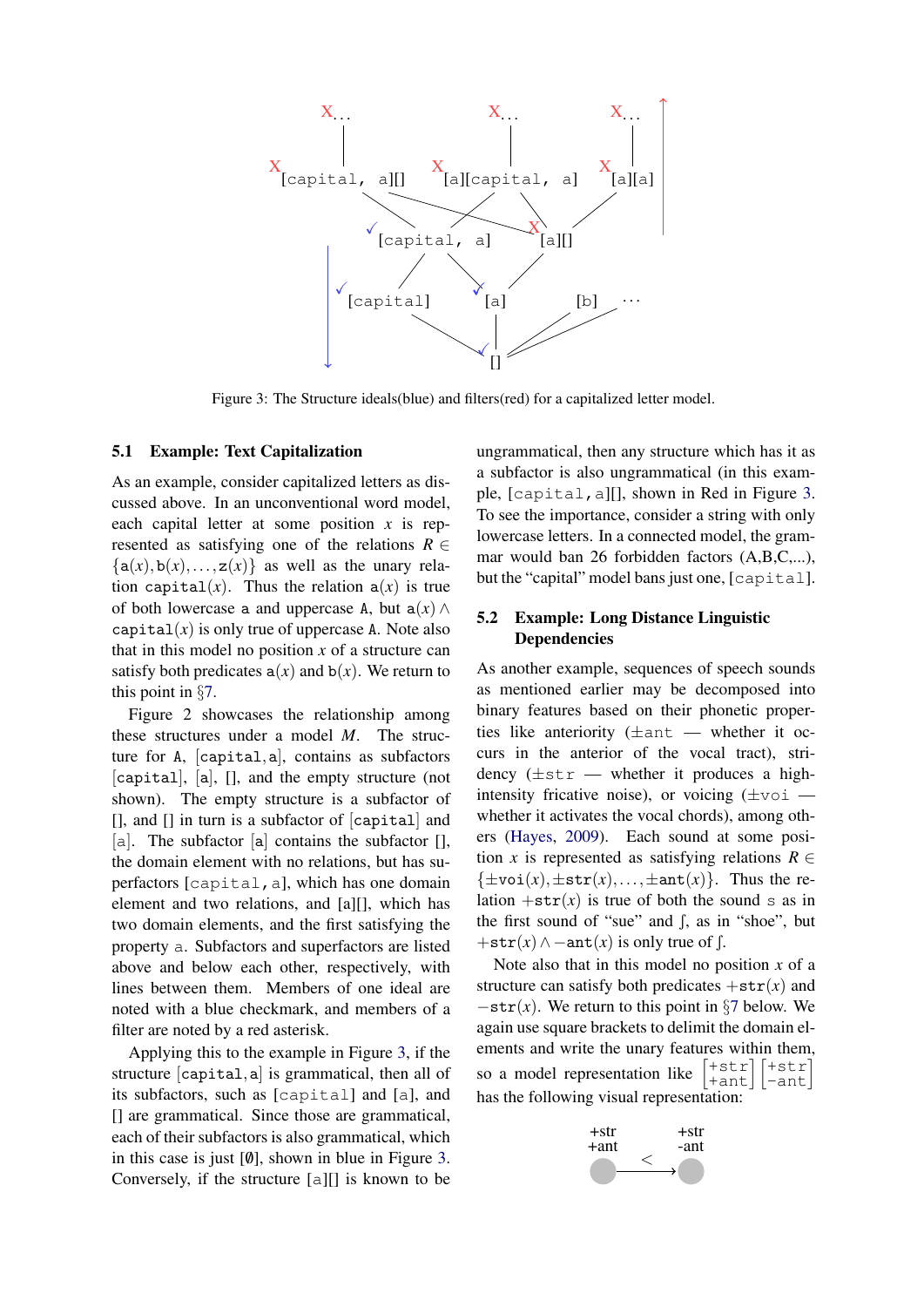Figure 3: The Structure ideals(blue) and filters(red) for a capitalized letter model.

### 5.1 Example: Text Capitalization

As an example, consider capitalized letters as discussed above. In an unconventional word model, each capital letter at some position $x$ is represented as satisfying one of the relations $R \in \{\mathtt{a}(x), \mathtt{b}(x), \ldots, \mathtt{z}(x)\}$ as well as the unary relation $\mathtt{capital}(x)$. Thus the relation $\mathtt{a}(x)$ is true of both lowercase a and uppercase A, but $\mathtt{a}(x) \wedge \mathtt{capital}(x)$ is only true of uppercase A. Note also that in this model no position $x$ of a structure can satisfy both predicates $\mathtt{a}(x)$ and $\mathtt{b}(x)$. We return to this point in §7.

Figure 2 showcases the relationship among these structures under a model $M$. The structure for A, [capital,a], contains as subfactors [capital], [a], [], and the empty structure (not shown). The empty structure is a subfactor of [], and [] in turn is a subfactor of [capital] and [a]. The subfactor [a] contains the subfactor [], the domain element with no relations, but has superfactors [capital,a], which has one domain element and two relations, and [a][], which has two domain elements, and the first satisfying the property a. Subfactors and superfactors are listed above and below each other, respectively, with lines between them. Members of one ideal are noted with a blue checkmark, and members of a filter are noted by a red asterisk.

Applying this to the example in Figure 3, if the structure [capital,a] is grammatical, then all of its subfactors, such as [capital] and [a], and [] are grammatical. Since those are grammatical, each of their subfactors is also grammatical, which in this case is just [$\emptyset$], shown in blue in Figure 3. Conversely, if the structure [a][] is known to be ungrammatical, then any structure which has it as a subfactor is also ungrammatical (in this example, [capital,a][], shown in Red in Figure 3. To see the importance, consider a string with only lowercase letters. In a connected model, the grammar would ban 26 forbidden factors (A,B,C,...), but the "capital" model bans just one, [capital].

### 5.2 Example: Long Distance Linguistic Dependencies

As another example, sequences of speech sounds as mentioned earlier may be decomposed into binary features based on their phonetic properties like anteriority (±ant — whether it occurs in the anterior of the vocal tract), stridency (±str — whether it produces a high-intensity fricative noise), or voicing (±voi — whether it activates the vocal chords), among others (Hayes, 2009). Each sound at some position $x$ is represented as satisfying relations $R \in \{\pm\mathtt{voi}(x), \pm\mathtt{str}(x), \ldots, \pm\mathtt{ant}(x)\}$. Thus the relation $+\mathtt{str}(x)$ is true of both the sound s as in the first sound of "sue" and ʃ, as in "shoe", but $+\mathtt{str}(x) \wedge -\mathtt{ant}(x)$ is only true of ʃ.

Note also that in this model no position $x$ of a structure can satisfy both predicates $+\mathtt{str}(x)$ and $-\mathtt{str}(x)$. We return to this point in §7 below. We again use square brackets to delimit the domain elements and write the unary features within them, so a model representation like $\begin{bmatrix}+\mathtt{str}\\+\mathtt{ant}\end{bmatrix}\begin{bmatrix}+\mathtt{str}\\-\mathtt{ant}\end{bmatrix}$ has the following visual representation: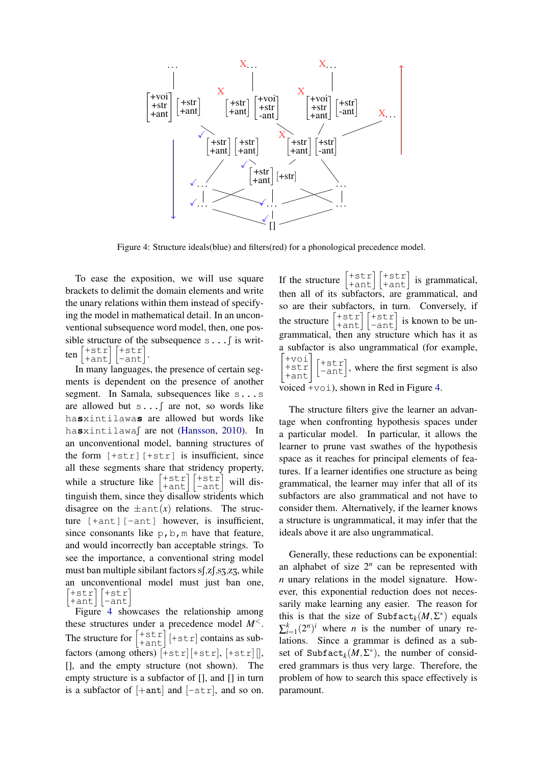Figure 4: Structure ideals(blue) and filters(red) for a phonological precedence model.

To ease the exposition, we will use square brackets to delimit the domain elements and write the unary relations within them instead of specifying the model in mathematical detail. In an unconventional subsequence word model, then, one possible structure of the subsequence s...ʃ is written [+str +ant][+str −ant].

In many languages, the presence of certain segments is dependent on the presence of another segment. In Samala, subsequences like s...s are allowed but s...ʃ are not, so words like ha**s**xintilawa**s** are allowed but words like ha**s**xintilawaʃ are not (Hansson, 2010). In an unconventional model, banning structures of the form [+str][+str] is insufficient, since all these segments share that stridency property, while a structure like [+str +ant][+str −ant] will distinguish them, since they disallow stridents which disagree on the ±ant(x) relations. The structure [+ant][−ant] however, is insufficient, since consonants like p,b,m have that feature, and would incorrectly ban acceptable strings. To see the importance, a conventional string model must ban multiple sibilant factors sʃ,zʃ,sʒ,zʒ, while an unconventional model must just ban one, [+str +ant][+str −ant].

Figure 4 showcases the relationship among these structures under a precedence model $M^<$. The structure for [+str +ant][+str] contains as subfactors (among others) [+str][+str], [+str][], [], and the empty structure (not shown). The empty structure is a subfactor of [], and [] in turn is a subfactor of [+ant] and [−str], and so on.

If the structure [+str +ant][+str +ant] is grammatical, then all of its subfactors, are grammatical, and so are their subfactors, in turn. Conversely, if the structure [+str +ant][+str −ant] is known to be ungrammatical, then any structure which has it as a subfactor is also ungrammatical (for example, [+voi +str +ant][+str −ant], where the first segment is also voiced +voi), shown in Red in Figure 4.

The structure filters give the learner an advantage when confronting hypothesis spaces under a particular model. In particular, it allows the learner to prune vast swathes of the hypothesis space as it reaches for principal elements of features. If a learner identifies one structure as being grammatical, the learner may infer that all of its subfactors are also grammatical and not have to consider them. Alternatively, if the learner knows a structure is ungrammatical, it may infer that the ideals above it are also ungrammatical.

Generally, these reductions can be exponential: an alphabet of size $2^n$ can be represented with $n$ unary relations in the model signature. However, this exponential reduction does not necessarily make learning any easier. The reason for this is that the size of $\texttt{Subfact}_k(M,\Sigma^*)$ equals $\sum_{i=1}^{k}(2^n)^i$ where $n$ is the number of unary relations. Since a grammar is defined as a subset of $\texttt{Subfact}_k(M,\Sigma^*)$, the number of considered grammars is thus very large. Therefore, the problem of how to search this space effectively is paramount.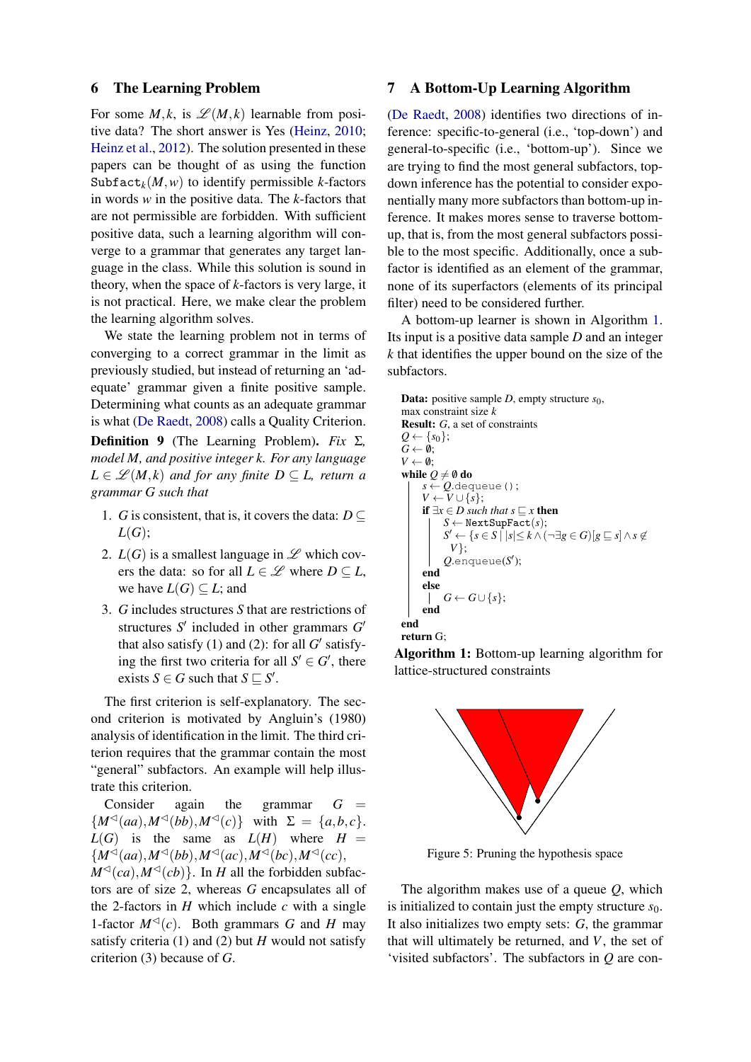## 6 The Learning Problem

For some $M, k$, is $\mathscr{L}(M,k)$ learnable from positive data? The short answer is Yes (Heinz, 2010; Heinz et al., 2012). The solution presented in these papers can be thought of as using the function $\texttt{Subfact}_k(M,w)$ to identify permissible $k$-factors in words $w$ in the positive data. The $k$-factors that are not permissible are forbidden. With sufficient positive data, such a learning algorithm will converge to a grammar that generates any target language in the class. While this solution is sound in theory, when the space of $k$-factors is very large, it is not practical. Here, we make clear the problem the learning algorithm solves.

We state the learning problem not in terms of converging to a correct grammar in the limit as previously studied, but instead of returning an 'adequate' grammar given a finite positive sample. Determining what counts as an adequate grammar is what (De Raedt, 2008) calls a Quality Criterion.

**Definition 9** (The Learning Problem)**.** *Fix* $\Sigma$*, model M, and positive integer k. For any language* $L \in \mathscr{L}(M,k)$ *and for any finite* $D \subseteq L$*, return a grammar G such that*

1. $G$ is consistent, that is, it covers the data: $D \subseteq L(G)$;
2. $L(G)$ is a smallest language in $\mathscr{L}$ which covers the data: so for all $L \in \mathscr{L}$ where $D \subseteq L$, we have $L(G) \subseteq L$; and
3. $G$ includes structures $S$ that are restrictions of structures $S'$ included in other grammars $G'$ that also satisfy (1) and (2): for all $G'$ satisfying the first two criteria for all $S' \in G'$, there exists $S \in G$ such that $S \sqsubseteq S'$.

The first criterion is self-explanatory. The second criterion is motivated by Angluin's (1980) analysis of identification in the limit. The third criterion requires that the grammar contain the most "general" subfactors. An example will help illustrate this criterion.

Consider again the grammar $G = \{M^{\lhd}(aa), M^{\lhd}(bb), M^{\lhd}(c)\}$ with $\Sigma = \{a,b,c\}$. $L(G)$ is the same as $L(H)$ where $H = \{M^{\lhd}(aa), M^{\lhd}(bb), M^{\lhd}(ac), M^{\lhd}(bc), M^{\lhd}(cc), M^{\lhd}(ca), M^{\lhd}(cb)\}$. In $H$ all the forbidden subfactors are of size 2, whereas $G$ encapsulates all of the 2-factors in $H$ which include $c$ with a single 1-factor $M^{\lhd}(c)$. Both grammars $G$ and $H$ may satisfy criteria (1) and (2) but $H$ would not satisfy criterion (3) because of $G$.

## 7 A Bottom-Up Learning Algorithm

(De Raedt, 2008) identifies two directions of inference: specific-to-general (i.e., 'top-down') and general-to-specific (i.e., 'bottom-up'). Since we are trying to find the most general subfactors, top-down inference has the potential to consider exponentially many more subfactors than bottom-up inference. It makes mores sense to traverse bottom-up, that is, from the most general subfactors possible to the most specific. Additionally, once a subfactor is identified as an element of the grammar, none of its superfactors (elements of its principal filter) need to be considered further.

A bottom-up learner is shown in Algorithm 1. Its input is a positive data sample $D$ and an integer $k$ that identifies the upper bound on the size of the subfactors.

```
Data: positive sample D, empty structure s_0,
max constraint size k
Result: G, a set of constraints
Q ← {s_0};
G ← ∅;
V ← ∅;
while Q ≠ ∅ do
    s ← Q.dequeue();
    V ← V ∪ {s};
    if ∃x ∈ D such that s ⊑ x then
        S ← NextSupFact(s);
        S' ← {s ∈ S | |s| ≤ k ∧ (¬∃g ∈ G)[g ⊑ s] ∧ s ∉ V};
        Q.enqueue(S');
    end
    else
        G ← G ∪ {s};
    end
end
return G;
```

**Algorithm 1:** Bottom-up learning algorithm for lattice-structured constraints

Figure 5: Pruning the hypothesis space

The algorithm makes use of a queue $Q$, which is initialized to contain just the empty structure $s_0$. It also initializes two empty sets: $G$, the grammar that will ultimately be returned, and $V$, the set of 'visited subfactors'. The subfactors in $Q$ are con-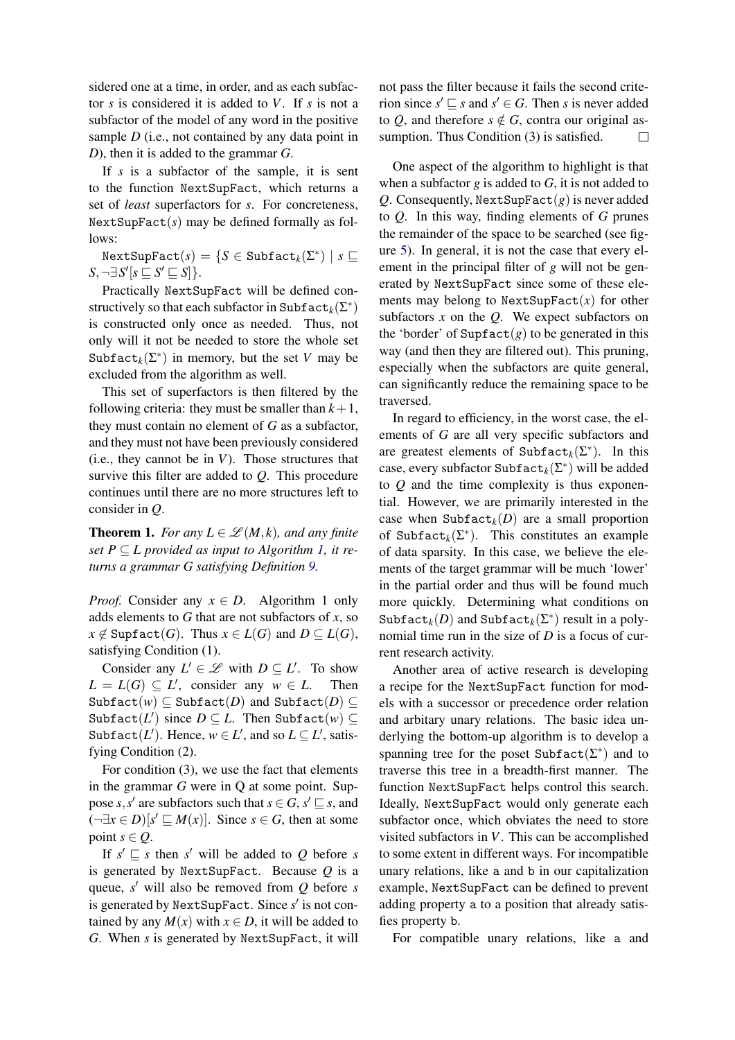sidered one at a time, in order, and as each subfactor $s$ is considered it is added to $V$. If $s$ is not a subfactor of the model of any word in the positive sample $D$ (i.e., not contained by any data point in $D$), then it is added to the grammar $G$.

If $s$ is a subfactor of the sample, it is sent to the function NextSupFact, which returns a set of *least* superfactors for $s$. For concreteness, NextSupFact($s$) may be defined formally as follows:

$\texttt{NextSupFact}(s) = \{S \in \texttt{Subfact}_k(\Sigma^*) \mid s \sqsubseteq S, \neg\exists S'[s \sqsubseteq S' \sqsubseteq S]\}$.

Practically NextSupFact will be defined constructively so that each subfactor in $\texttt{Subfact}_k(\Sigma^*)$ is constructed only once as needed. Thus, not only will it not be needed to store the whole set $\texttt{Subfact}_k(\Sigma^*)$ in memory, but the set $V$ may be excluded from the algorithm as well.

This set of superfactors is then filtered by the following criteria: they must be smaller than $k+1$, they must contain no element of $G$ as a subfactor, and they must not have been previously considered (i.e., they cannot be in $V$). Those structures that survive this filter are added to $Q$. This procedure continues until there are no more structures left to consider in $Q$.

**Theorem 1.** *For any $L \in \mathscr{L}(M,k)$, and any finite set $P \subseteq L$ provided as input to Algorithm 1, it returns a grammar $G$ satisfying Definition 9.*

*Proof.* Consider any $x \in D$. Algorithm 1 only adds elements to $G$ that are not subfactors of $x$, so $x \notin \texttt{Supfact}(G)$. Thus $x \in L(G)$ and $D \subseteq L(G)$, satisfying Condition (1).

Consider any $L' \in \mathscr{L}$ with $D \subseteq L'$. To show $L = L(G) \subseteq L'$, consider any $w \in L$. Then $\texttt{Subfact}(w) \subseteq \texttt{Subfact}(D)$ and $\texttt{Subfact}(D) \subseteq \texttt{Subfact}(L')$ since $D \subseteq L$. Then $\texttt{Subfact}(w) \subseteq \texttt{Subfact}(L')$. Hence, $w \in L'$, and so $L \subseteq L'$, satisfying Condition (2).

For condition (3), we use the fact that elements in the grammar $G$ were in Q at some point. Suppose $s, s'$ are subfactors such that $s \in G$, $s' \sqsubseteq s$, and $(\neg\exists x \in D)[s' \sqsubseteq M(x)]$. Since $s \in G$, then at some point $s \in Q$.

If $s' \sqsubseteq s$ then $s'$ will be added to $Q$ before $s$ is generated by NextSupFact. Because $Q$ is a queue, $s'$ will also be removed from $Q$ before $s$ is generated by NextSupFact. Since $s'$ is not contained by any $M(x)$ with $x \in D$, it will be added to $G$. When $s$ is generated by NextSupFact, it will not pass the filter because it fails the second criterion since $s' \sqsubseteq s$ and $s' \in G$. Then $s$ is never added to $Q$, and therefore $s \notin G$, contra our original assumption. Thus Condition (3) is satisfied. $\square$

One aspect of the algorithm to highlight is that when a subfactor $g$ is added to $G$, it is not added to $Q$. Consequently, NextSupFact($g$) is never added to $Q$. In this way, finding elements of $G$ prunes the remainder of the space to be searched (see figure 5). In general, it is not the case that every element in the principal filter of $g$ will not be generated by NextSupFact since some of these elements may belong to NextSupFact($x$) for other subfactors $x$ on the $Q$. We expect subfactors on the 'border' of Supfact($g$) to be generated in this way (and then they are filtered out). This pruning, especially when the subfactors are quite general, can significantly reduce the remaining space to be traversed.

In regard to efficiency, in the worst case, the elements of $G$ are all very specific subfactors and are greatest elements of $\texttt{Subfact}_k(\Sigma^*)$. In this case, every subfactor $\texttt{Subfact}_k(\Sigma^*)$ will be added to $Q$ and the time complexity is thus exponential. However, we are primarily interested in the case when $\texttt{Subfact}_k(D)$ are a small proportion of $\texttt{Subfact}_k(\Sigma^*)$. This constitutes an example of data sparsity. In this case, we believe the elements of the target grammar will be much 'lower' in the partial order and thus will be found much more quickly. Determining what conditions on $\texttt{Subfact}_k(D)$ and $\texttt{Subfact}_k(\Sigma^*)$ result in a polynomial time run in the size of $D$ is a focus of current research activity.

Another area of active research is developing a recipe for the NextSupFact function for models with a successor or precedence order relation and arbitary unary relations. The basic idea underlying the bottom-up algorithm is to develop a spanning tree for the poset $\texttt{Subfact}(\Sigma^*)$ and to traverse this tree in a breadth-first manner. The function NextSupFact helps control this search. Ideally, NextSupFact would only generate each subfactor once, which obviates the need to store visited subfactors in $V$. This can be accomplished to some extent in different ways. For incompatible unary relations, like a and b in our capitalization example, NextSupFact can be defined to prevent adding property a to a position that already satisfies property b.

For compatible unary relations, like a and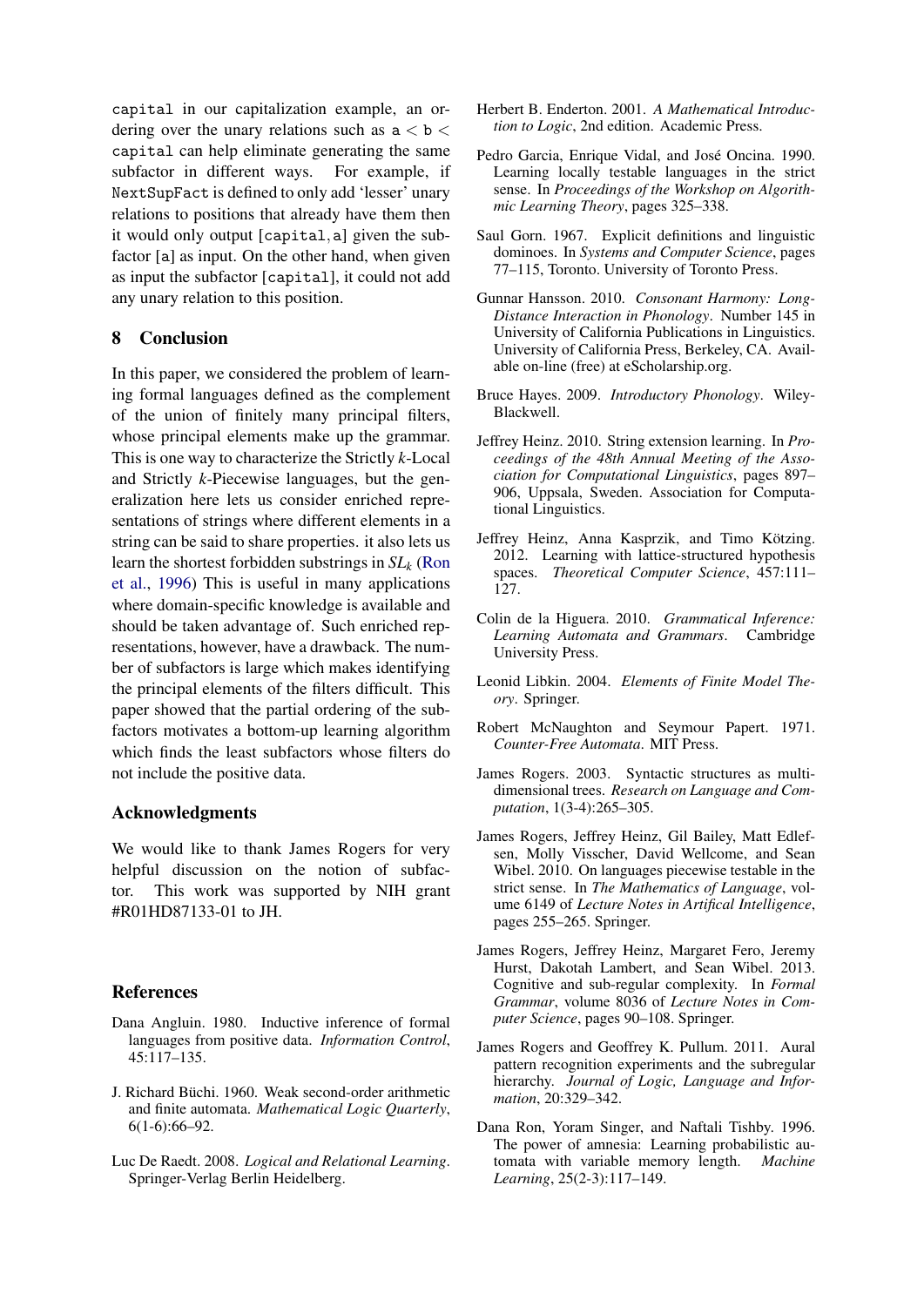capital in our capitalization example, an ordering over the unary relations such as $\texttt{a} < \texttt{b} < \texttt{capital}$ can help eliminate generating the same subfactor in different ways. For example, if NextSupFact is defined to only add 'lesser' unary relations to positions that already have them then it would only output [capital, a] given the subfactor [a] as input. On the other hand, when given as input the subfactor [capital], it could not add any unary relation to this position.

## 8 Conclusion

In this paper, we considered the problem of learning formal languages defined as the complement of the union of finitely many principal filters, whose principal elements make up the grammar. This is one way to characterize the Strictly $k$-Local and Strictly $k$-Piecewise languages, but the generalization here lets us consider enriched representations of strings where different elements in a string can be said to share properties. it also lets us learn the shortest forbidden substrings in $SL_k$ (Ron et al., 1996) This is useful in many applications where domain-specific knowledge is available and should be taken advantage of. Such enriched representations, however, have a drawback. The number of subfactors is large which makes identifying the principal elements of the filters difficult. This paper showed that the partial ordering of the subfactors motivates a bottom-up learning algorithm which finds the least subfactors whose filters do not include the positive data.

## Acknowledgments

We would like to thank James Rogers for very helpful discussion on the notion of subfactor. This work was supported by NIH grant #R01HD87133-01 to JH.

## References

Dana Angluin. 1980. Inductive inference of formal languages from positive data. *Information Control*, 45:117–135.

J. Richard Büchi. 1960. Weak second-order arithmetic and finite automata. *Mathematical Logic Quarterly*, 6(1-6):66–92.

Luc De Raedt. 2008. *Logical and Relational Learning*. Springer-Verlag Berlin Heidelberg.

Herbert B. Enderton. 2001. *A Mathematical Introduction to Logic*, 2nd edition. Academic Press.

Pedro Garcia, Enrique Vidal, and José Oncina. 1990. Learning locally testable languages in the strict sense. In *Proceedings of the Workshop on Algorithmic Learning Theory*, pages 325–338.

Saul Gorn. 1967. Explicit definitions and linguistic dominoes. In *Systems and Computer Science*, pages 77–115, Toronto. University of Toronto Press.

Gunnar Hansson. 2010. *Consonant Harmony: Long-Distance Interaction in Phonology*. Number 145 in University of California Publications in Linguistics. University of California Press, Berkeley, CA. Available on-line (free) at eScholarship.org.

Bruce Hayes. 2009. *Introductory Phonology*. Wiley-Blackwell.

Jeffrey Heinz. 2010. String extension learning. In *Proceedings of the 48th Annual Meeting of the Association for Computational Linguistics*, pages 897–906, Uppsala, Sweden. Association for Computational Linguistics.

Jeffrey Heinz, Anna Kasprzik, and Timo Kötzing. 2012. Learning with lattice-structured hypothesis spaces. *Theoretical Computer Science*, 457:111–127.

Colin de la Higuera. 2010. *Grammatical Inference: Learning Automata and Grammars*. Cambridge University Press.

Leonid Libkin. 2004. *Elements of Finite Model Theory*. Springer.

Robert McNaughton and Seymour Papert. 1971. *Counter-Free Automata*. MIT Press.

James Rogers. 2003. Syntactic structures as multi-dimensional trees. *Research on Language and Computation*, 1(3-4):265–305.

James Rogers, Jeffrey Heinz, Gil Bailey, Matt Edlefsen, Molly Visscher, David Wellcome, and Sean Wibel. 2010. On languages piecewise testable in the strict sense. In *The Mathematics of Language*, volume 6149 of *Lecture Notes in Artifical Intelligence*, pages 255–265. Springer.

James Rogers, Jeffrey Heinz, Margaret Fero, Jeremy Hurst, Dakotah Lambert, and Sean Wibel. 2013. Cognitive and sub-regular complexity. In *Formal Grammar*, volume 8036 of *Lecture Notes in Computer Science*, pages 90–108. Springer.

James Rogers and Geoffrey K. Pullum. 2011. Aural pattern recognition experiments and the subregular hierarchy. *Journal of Logic, Language and Information*, 20:329–342.

Dana Ron, Yoram Singer, and Naftali Tishby. 1996. The power of amnesia: Learning probabilistic automata with variable memory length. *Machine Learning*, 25(2-3):117–149.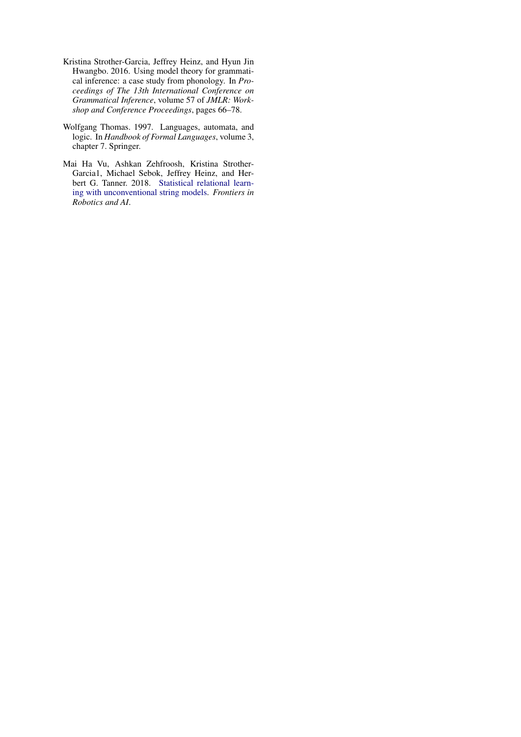Kristina Strother-Garcia, Jeffrey Heinz, and Hyun Jin Hwangbo. 2016. Using model theory for grammatical inference: a case study from phonology. In *Proceedings of The 13th International Conference on Grammatical Inference*, volume 57 of *JMLR: Workshop and Conference Proceedings*, pages 66–78.

Wolfgang Thomas. 1997. Languages, automata, and logic. In *Handbook of Formal Languages*, volume 3, chapter 7. Springer.

Mai Ha Vu, Ashkan Zehfroosh, Kristina Strother-Garcia1, Michael Sebok, Jeffrey Heinz, and Herbert G. Tanner. 2018. Statistical relational learning with unconventional string models. *Frontiers in Robotics and AI*.